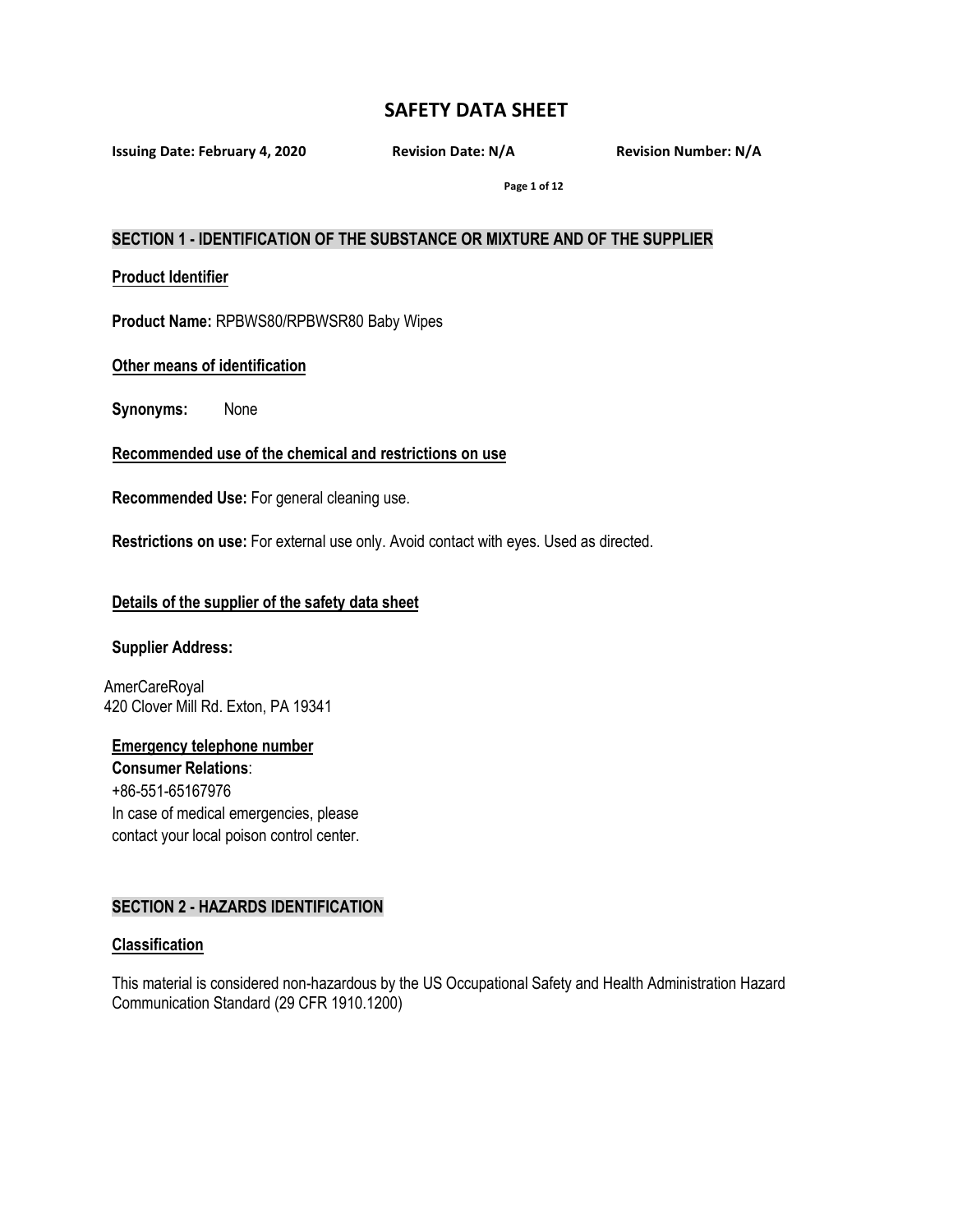# SAFETY DATA SHEET

**Issuing Date: February 4, 2020** **Revision Date: N/A** **Revision Number: N/A**

## SECTION 1 - IDENTIFICATION OF THE SUBSTANCE OR MIXTURE AND OF THE SUPPLIER

### Product Identifier

**Product Name:** RPBWS80/RPBWSR80 Baby Wipes

### Other means of identification

**Synonyms:** None

### Recommended use of the chemical and restrictions on use

**Recommended Use:** For general cleaning use.

**Restrictions on use:** For external use only. Avoid contact with eyes. Used as directed.

### Details of the supplier of the safety data sheet

**Supplier Address:**

AmerCareRoyal
420 Clover Mill Rd. Exton, PA 19341

### Emergency telephone number

**Consumer Relations**:
+86-551-65167976
In case of medical emergencies, please contact your local poison control center.

## SECTION 2 - HAZARDS IDENTIFICATION

### Classification

This material is considered non-hazardous by the US Occupational Safety and Health Administration Hazard Communication Standard (29 CFR 1910.1200)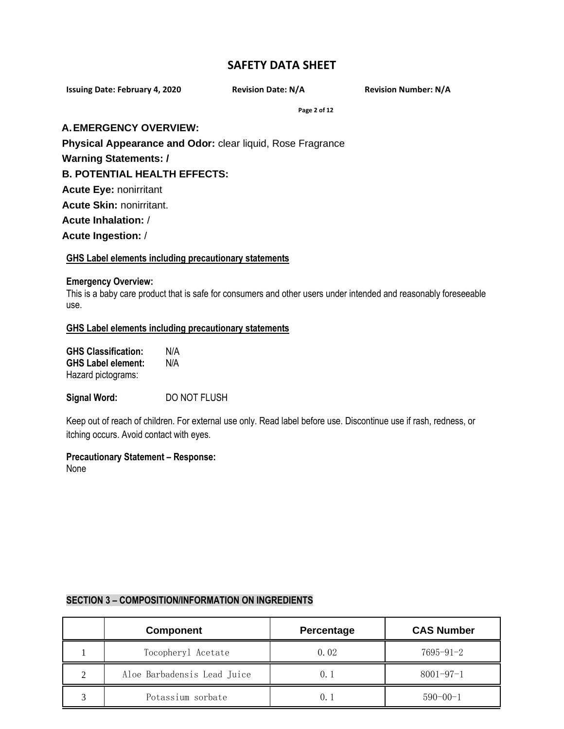# SAFETY DATA SHEET

**Issuing Date: February 4, 2020** **Revision Date: N/A** **Revision Number: N/A**

## A. EMERGENCY OVERVIEW:

**Physical Appearance and Odor:** clear liquid, Rose Fragrance

**Warning Statements: /**

## B. POTENTIAL HEALTH EFFECTS:

**Acute Eye:** nonirritant

**Acute Skin:** nonirritant.

**Acute Inhalation:** /

**Acute Ingestion:** /

**GHS Label elements including precautionary statements**

**Emergency Overview:**
This is a baby care product that is safe for consumers and other users under intended and reasonably foreseeable use.

**GHS Label elements including precautionary statements**

**GHS Classification:** N/A
**GHS Label element:** N/A
Hazard pictograms:

**Signal Word:** DO NOT FLUSH

Keep out of reach of children. For external use only. Read label before use. Discontinue use if rash, redness, or itching occurs. Avoid contact with eyes.

**Precautionary Statement – Response:**
None

## SECTION 3 – COMPOSITION/INFORMATION ON INGREDIENTS

| | Component | Percentage | CAS Number |
|---|---|---|---|
| 1 | Tocopheryl Acetate | 0.02 | 7695-91-2 |
| 2 | Aloe Barbadensis Lead Juice | 0.1 | 8001-97-1 |
| 3 | Potassium sorbate | 0.1 | 590-00-1 |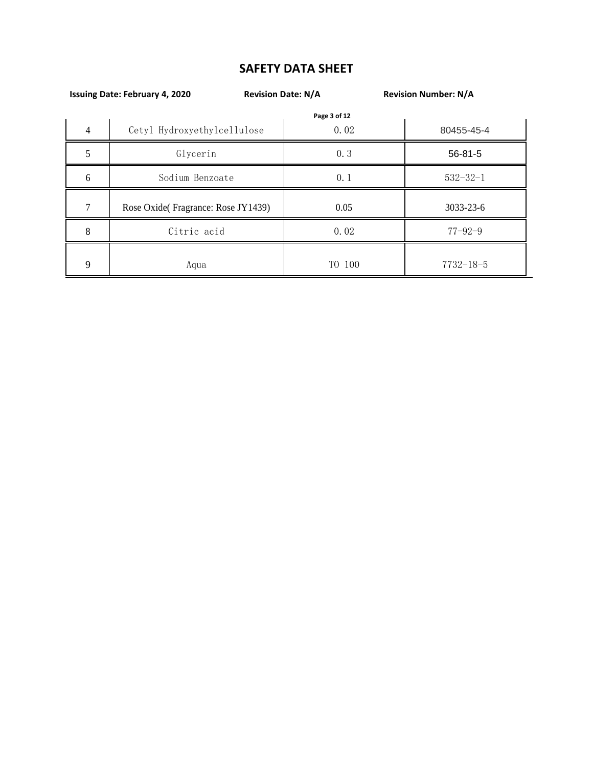| 4 | Cetyl Hydroxyethylcellulose | 0.02 | 80455-45-4 |
|---|---|---|---|
| 5 | Glycerin | 0.3 | 56-81-5 |
| 6 | Sodium Benzoate | 0.1 | 532-32-1 |
| 7 | Rose Oxide( Fragrance: Rose JY1439) | 0.05 | 3033-23-6 |
| 8 | Citric acid | 0.02 | 77-92-9 |
| 9 | Aqua | TO 100 | 7732-18-5 |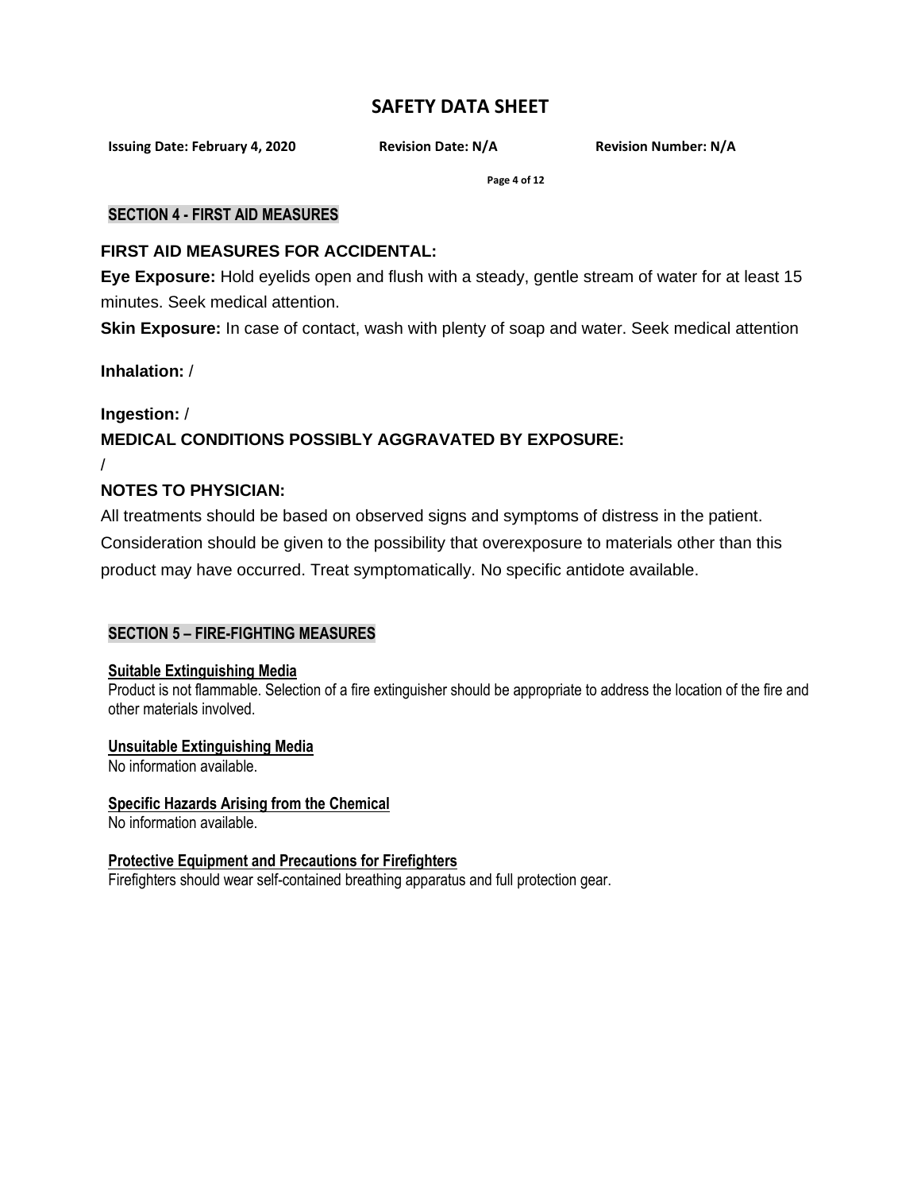## SECTION 4 - FIRST AID MEASURES

### FIRST AID MEASURES FOR ACCIDENTAL:

**Eye Exposure:** Hold eyelids open and flush with a steady, gentle stream of water for at least 15 minutes. Seek medical attention.

**Skin Exposure:** In case of contact, wash with plenty of soap and water. Seek medical attention

**Inhalation:** /

**Ingestion:** /

### MEDICAL CONDITIONS POSSIBLY AGGRAVATED BY EXPOSURE:

/

### NOTES TO PHYSICIAN:

All treatments should be based on observed signs and symptoms of distress in the patient. Consideration should be given to the possibility that overexposure to materials other than this product may have occurred. Treat symptomatically. No specific antidote available.

## SECTION 5 – FIRE-FIGHTING MEASURES

**Suitable Extinguishing Media**

Product is not flammable. Selection of a fire extinguisher should be appropriate to address the location of the fire and other materials involved.

**Unsuitable Extinguishing Media**

No information available.

**Specific Hazards Arising from the Chemical**

No information available.

**Protective Equipment and Precautions for Firefighters**

Firefighters should wear self-contained breathing apparatus and full protection gear.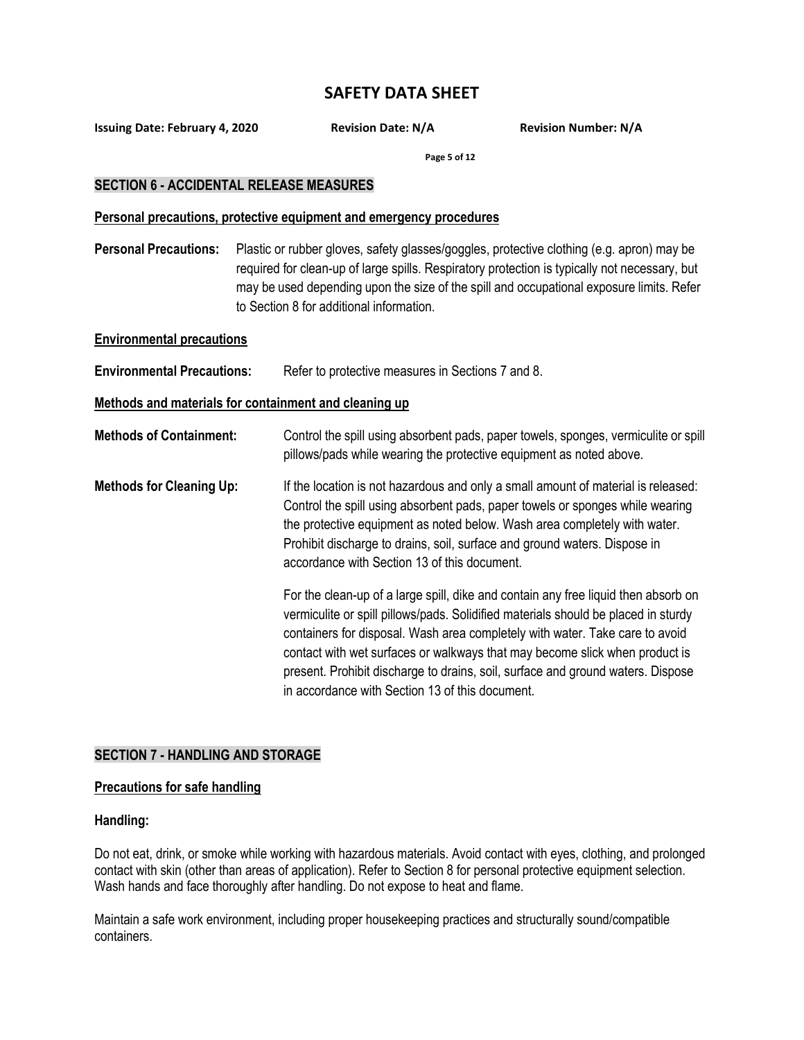## SECTION 6 - ACCIDENTAL RELEASE MEASURES

### Personal precautions, protective equipment and emergency procedures

**Personal Precautions:** Plastic or rubber gloves, safety glasses/goggles, protective clothing (e.g. apron) may be required for clean-up of large spills. Respiratory protection is typically not necessary, but may be used depending upon the size of the spill and occupational exposure limits. Refer to Section 8 for additional information.

### Environmental precautions

**Environmental Precautions:** Refer to protective measures in Sections 7 and 8.

### Methods and materials for containment and cleaning up

**Methods of Containment:** Control the spill using absorbent pads, paper towels, sponges, vermiculite or spill pillows/pads while wearing the protective equipment as noted above.

**Methods for Cleaning Up:** If the location is not hazardous and only a small amount of material is released: Control the spill using absorbent pads, paper towels or sponges while wearing the protective equipment as noted below. Wash area completely with water. Prohibit discharge to drains, soil, surface and ground waters. Dispose in accordance with Section 13 of this document.

For the clean-up of a large spill, dike and contain any free liquid then absorb on vermiculite or spill pillows/pads. Solidified materials should be placed in sturdy containers for disposal. Wash area completely with water. Take care to avoid contact with wet surfaces or walkways that may become slick when product is present. Prohibit discharge to drains, soil, surface and ground waters. Dispose in accordance with Section 13 of this document.

## SECTION 7 - HANDLING AND STORAGE

### Precautions for safe handling

**Handling:**

Do not eat, drink, or smoke while working with hazardous materials. Avoid contact with eyes, clothing, and prolonged contact with skin (other than areas of application). Refer to Section 8 for personal protective equipment selection. Wash hands and face thoroughly after handling. Do not expose to heat and flame.

Maintain a safe work environment, including proper housekeeping practices and structurally sound/compatible containers.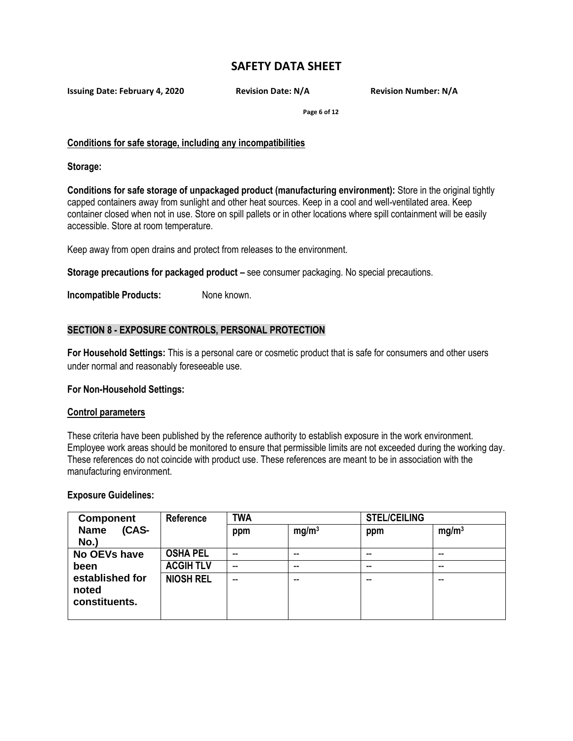**Conditions for safe storage, including any incompatibilities**

**Storage:**

**Conditions for safe storage of unpackaged product (manufacturing environment):** Store in the original tightly capped containers away from sunlight and other heat sources. Keep in a cool and well-ventilated area. Keep container closed when not in use. Store on spill pallets or in other locations where spill containment will be easily accessible. Store at room temperature.

Keep away from open drains and protect from releases to the environment.

**Storage precautions for packaged product –** see consumer packaging. No special precautions.

**Incompatible Products:** None known.

## SECTION 8 - EXPOSURE CONTROLS, PERSONAL PROTECTION

**For Household Settings:** This is a personal care or cosmetic product that is safe for consumers and other users under normal and reasonably foreseeable use.

**For Non-Household Settings:**

**Control parameters**

These criteria have been published by the reference authority to establish exposure in the work environment. Employee work areas should be monitored to ensure that permissible limits are not exceeded during the working day. These references do not coincide with product use. These references are meant to be in association with the manufacturing environment.

**Exposure Guidelines:**

| Component Name (CAS-No.) | Reference | TWA | | STEL/CEILING | |
|---|---|---|---|---|---|
| | | ppm | mg/m$^3$ | ppm | mg/m$^3$ |
| **No OEVs have been established for noted constituents.** | **OSHA PEL** | -- | -- | -- | -- |
| | **ACGIH TLV** | -- | -- | -- | -- |
| | **NIOSH REL** | -- | -- | -- | -- |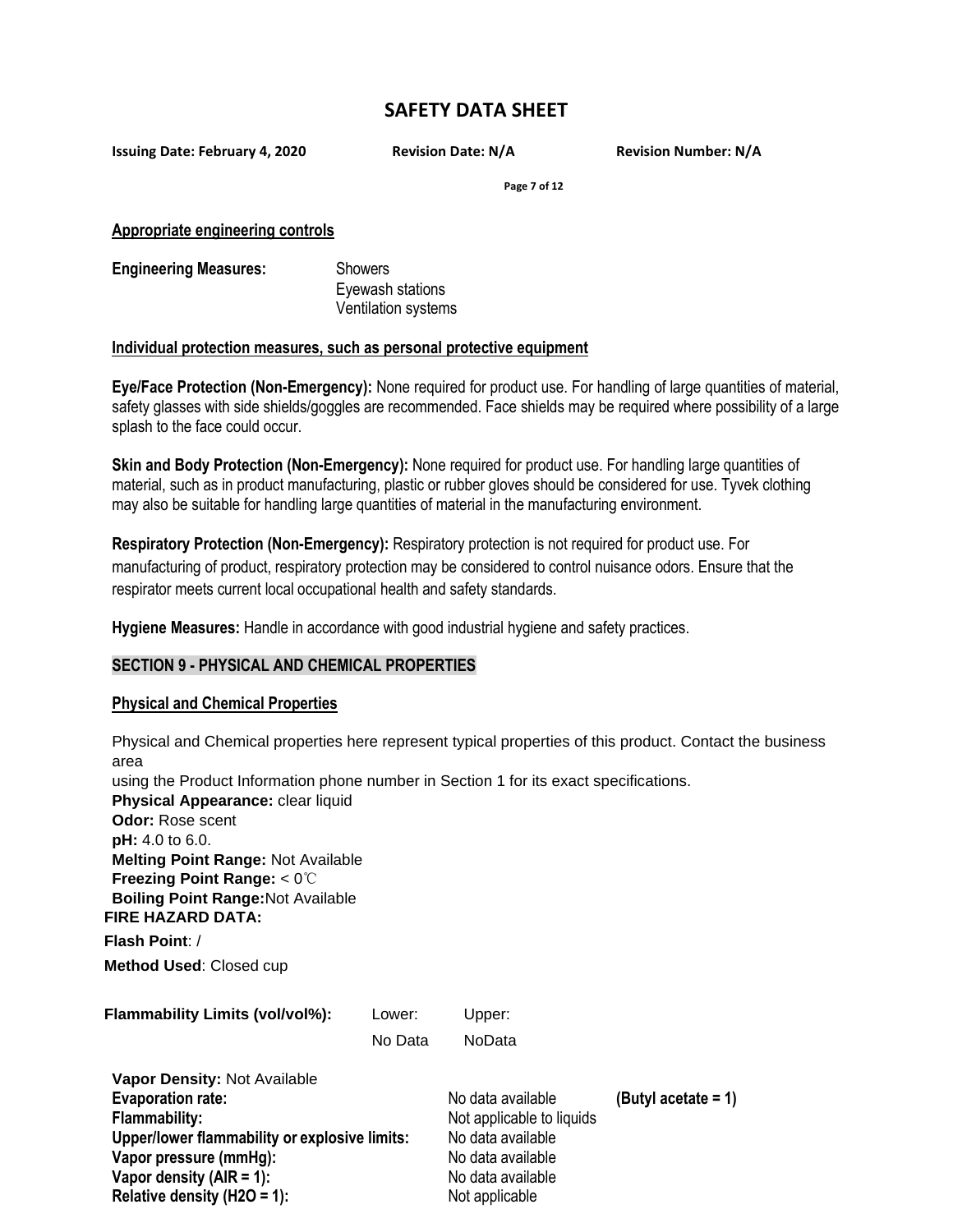#### Appropriate engineering controls

**Engineering Measures:** Showers
Eyewash stations
Ventilation systems

#### Individual protection measures, such as personal protective equipment

**Eye/Face Protection (Non-Emergency):** None required for product use. For handling of large quantities of material, safety glasses with side shields/goggles are recommended. Face shields may be required where possibility of a large splash to the face could occur.

**Skin and Body Protection (Non-Emergency):** None required for product use. For handling large quantities of material, such as in product manufacturing, plastic or rubber gloves should be considered for use. Tyvek clothing may also be suitable for handling large quantities of material in the manufacturing environment.

**Respiratory Protection (Non-Emergency):** Respiratory protection is not required for product use. For manufacturing of product, respiratory protection may be considered to control nuisance odors. Ensure that the respirator meets current local occupational health and safety standards.

**Hygiene Measures:** Handle in accordance with good industrial hygiene and safety practices.

## SECTION 9 - PHYSICAL AND CHEMICAL PROPERTIES

#### Physical and Chemical Properties

Physical and Chemical properties here represent typical properties of this product. Contact the business area
using the Product Information phone number in Section 1 for its exact specifications.

**Physical Appearance:** clear liquid
**Odor:** Rose scent
**pH:** 4.0 to 6.0.
**Melting Point Range:** Not Available
**Freezing Point Range:** < 0℃
**Boiling Point Range:** Not Available

**FIRE HAZARD DATA:**

**Flash Point**: /

**Method Used**: Closed cup

| **Flammability Limits (vol/vol%):** | Lower: | Upper: |
| --- | --- | --- |
| | No Data | NoData |

**Vapor Density:** Not Available

| | | |
| --- | --- | --- |
| **Evaporation rate:** | No data available | **(Butyl acetate = 1)** |
| **Flammability:** | Not applicable to liquids | |
| **Upper/lower flammability or explosive limits:** | No data available | |
| **Vapor pressure (mmHg):** | No data available | |
| **Vapor density (AIR = 1):** | No data available | |
| **Relative density ($H_2O$ = 1):** | Not applicable | |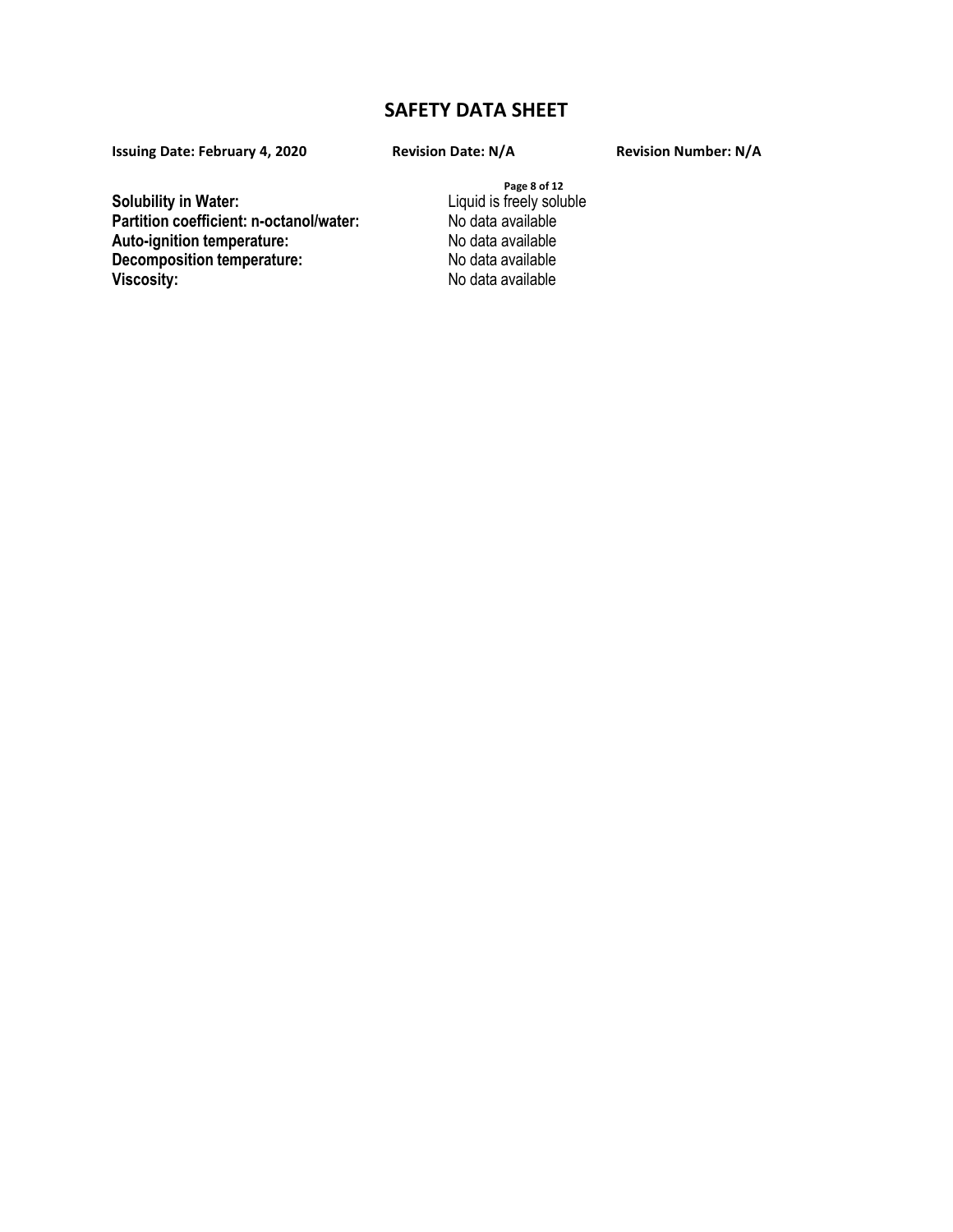| | |
|---|---|
| **Solubility in Water:** | Liquid is freely soluble |
| **Partition coefficient: n-octanol/water:** | No data available |
| **Auto-ignition temperature:** | No data available |
| **Decomposition temperature:** | No data available |
| **Viscosity:** | No data available |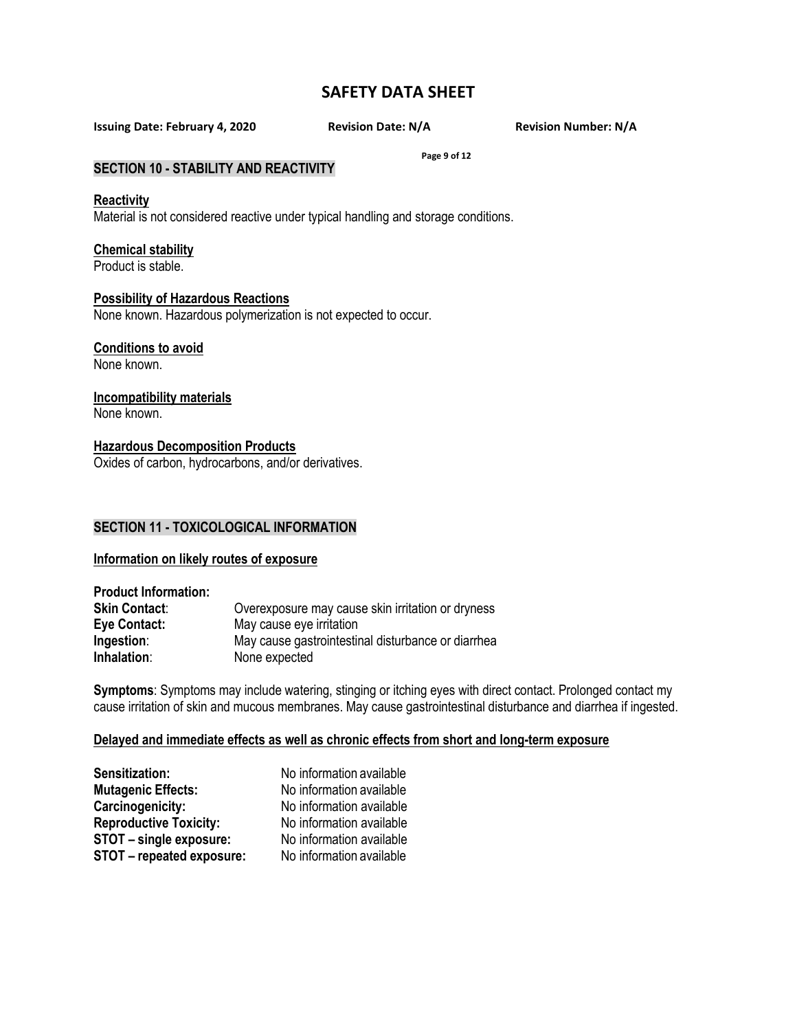## SECTION 10 - STABILITY AND REACTIVITY

**Reactivity**
Material is not considered reactive under typical handling and storage conditions.

**Chemical stability**
Product is stable.

**Possibility of Hazardous Reactions**
None known. Hazardous polymerization is not expected to occur.

**Conditions to avoid**
None known.

**Incompatibility materials**
None known.

**Hazardous Decomposition Products**
Oxides of carbon, hydrocarbons, and/or derivatives.

## SECTION 11 - TOXICOLOGICAL INFORMATION

**Information on likely routes of exposure**

**Product Information:**

| | |
|---|---|
| **Skin Contact**: | Overexposure may cause skin irritation or dryness |
| **Eye Contact:** | May cause eye irritation |
| **Ingestion**: | May cause gastrointestinal disturbance or diarrhea |
| **Inhalation**: | None expected |

**Symptoms**: Symptoms may include watering, stinging or itching eyes with direct contact. Prolonged contact my cause irritation of skin and mucous membranes. May cause gastrointestinal disturbance and diarrhea if ingested.

**Delayed and immediate effects as well as chronic effects from short and long-term exposure**

| | |
|---|---|
| **Sensitization:** | No information available |
| **Mutagenic Effects:** | No information available |
| **Carcinogenicity:** | No information available |
| **Reproductive Toxicity:** | No information available |
| **STOT – single exposure:** | No information available |
| **STOT – repeated exposure:** | No information available |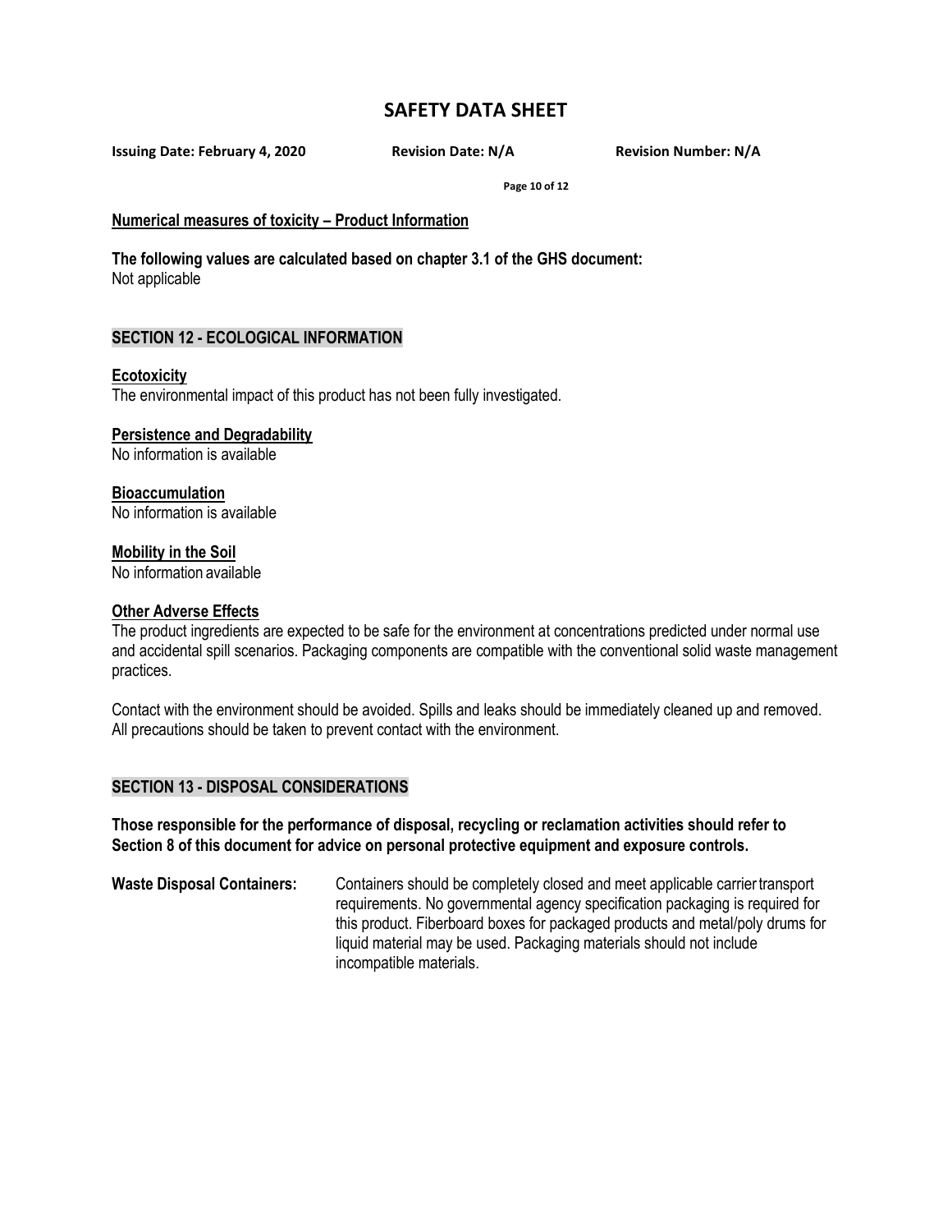**Numerical measures of toxicity – Product Information**

**The following values are calculated based on chapter 3.1 of the GHS document:**
Not applicable

## SECTION 12 - ECOLOGICAL INFORMATION

**Ecotoxicity**
The environmental impact of this product has not been fully investigated.

**Persistence and Degradability**
No information is available

**Bioaccumulation**
No information is available

**Mobility in the Soil**
No information available

**Other Adverse Effects**
The product ingredients are expected to be safe for the environment at concentrations predicted under normal use and accidental spill scenarios. Packaging components are compatible with the conventional solid waste management practices.

Contact with the environment should be avoided. Spills and leaks should be immediately cleaned up and removed. All precautions should be taken to prevent contact with the environment.

## SECTION 13 - DISPOSAL CONSIDERATIONS

**Those responsible for the performance of disposal, recycling or reclamation activities should refer to Section 8 of this document for advice on personal protective equipment and exposure controls.**

**Waste Disposal Containers:** Containers should be completely closed and meet applicable carrier transport requirements. No governmental agency specification packaging is required for this product. Fiberboard boxes for packaged products and metal/poly drums for liquid material may be used. Packaging materials should not include incompatible materials.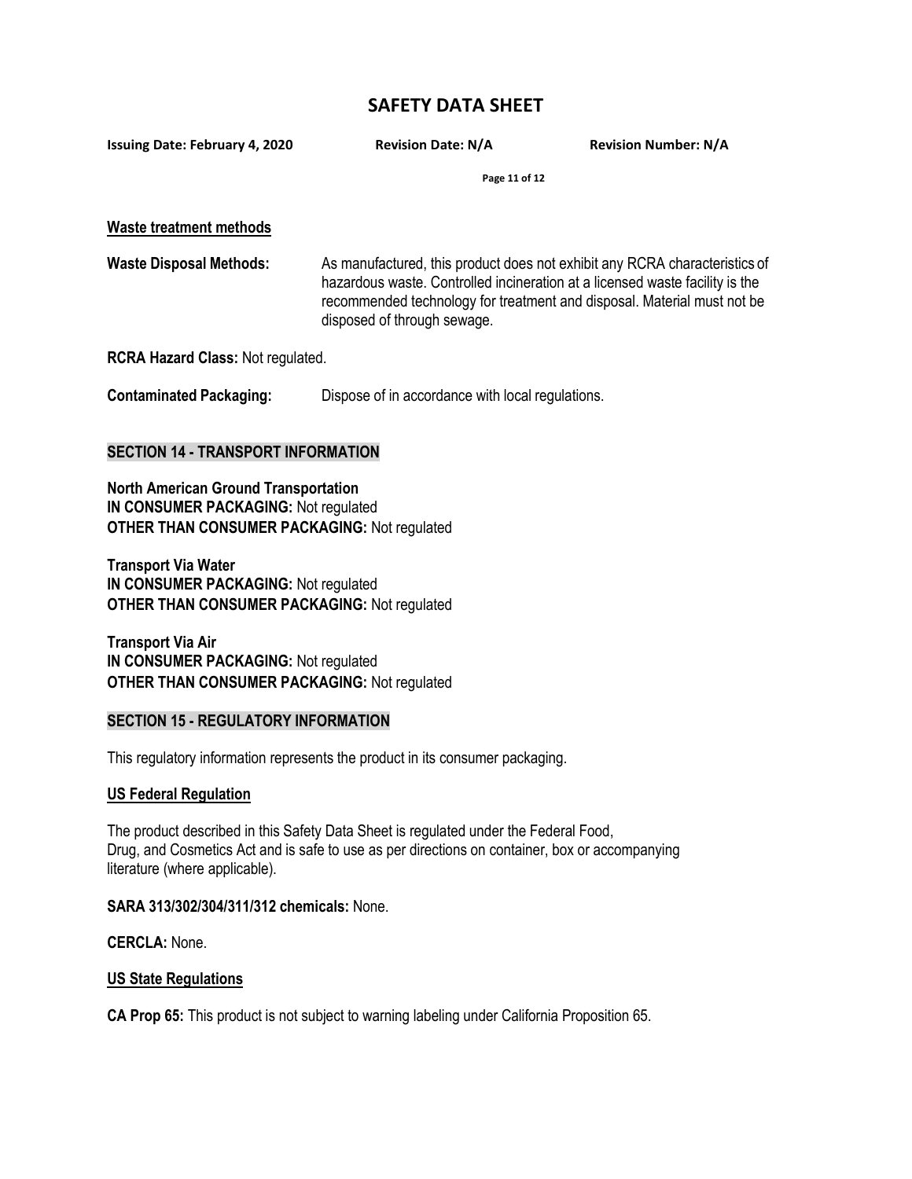**Waste treatment methods**

**Waste Disposal Methods:** As manufactured, this product does not exhibit any RCRA characteristics of hazardous waste. Controlled incineration at a licensed waste facility is the recommended technology for treatment and disposal. Material must not be disposed of through sewage.

**RCRA Hazard Class:** Not regulated.

**Contaminated Packaging:** Dispose of in accordance with local regulations.

## SECTION 14 - TRANSPORT INFORMATION

**North American Ground Transportation**
**IN CONSUMER PACKAGING:** Not regulated
**OTHER THAN CONSUMER PACKAGING:** Not regulated

**Transport Via Water**
**IN CONSUMER PACKAGING:** Not regulated
**OTHER THAN CONSUMER PACKAGING:** Not regulated

**Transport Via Air**
**IN CONSUMER PACKAGING:** Not regulated
**OTHER THAN CONSUMER PACKAGING:** Not regulated

## SECTION 15 - REGULATORY INFORMATION

This regulatory information represents the product in its consumer packaging.

**US Federal Regulation**

The product described in this Safety Data Sheet is regulated under the Federal Food, Drug, and Cosmetics Act and is safe to use as per directions on container, box or accompanying literature (where applicable).

**SARA 313/302/304/311/312 chemicals:** None.

**CERCLA:** None.

**US State Regulations**

**CA Prop 65:** This product is not subject to warning labeling under California Proposition 65.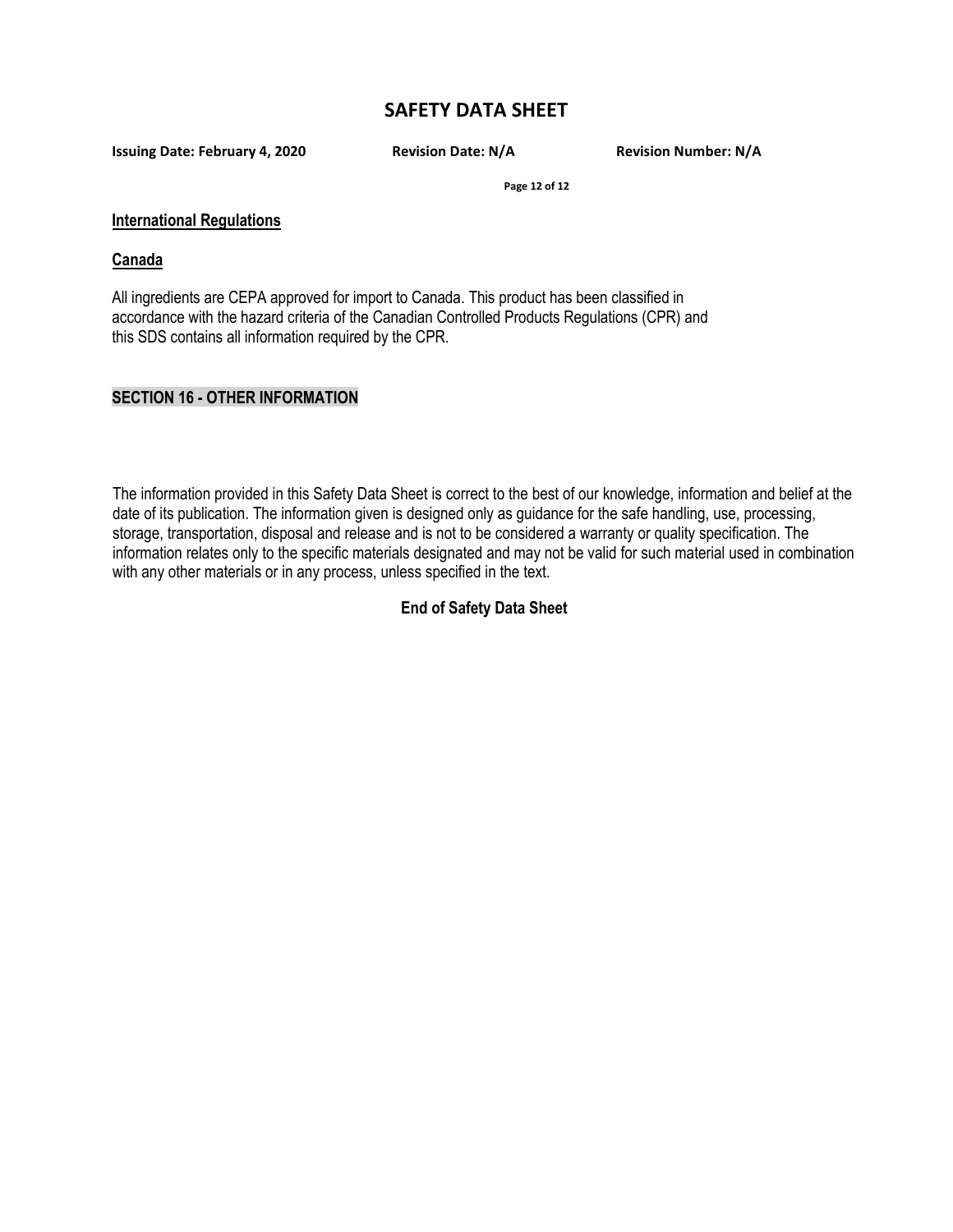**International Regulations**

**Canada**

All ingredients are CEPA approved for import to Canada. This product has been classified in accordance with the hazard criteria of the Canadian Controlled Products Regulations (CPR) and this SDS contains all information required by the CPR.

## SECTION 16 - OTHER INFORMATION

The information provided in this Safety Data Sheet is correct to the best of our knowledge, information and belief at the date of its publication. The information given is designed only as guidance for the safe handling, use, processing, storage, transportation, disposal and release and is not to be considered a warranty or quality specification. The information relates only to the specific materials designated and may not be valid for such material used in combination with any other materials or in any process, unless specified in the text.

**End of Safety Data Sheet**